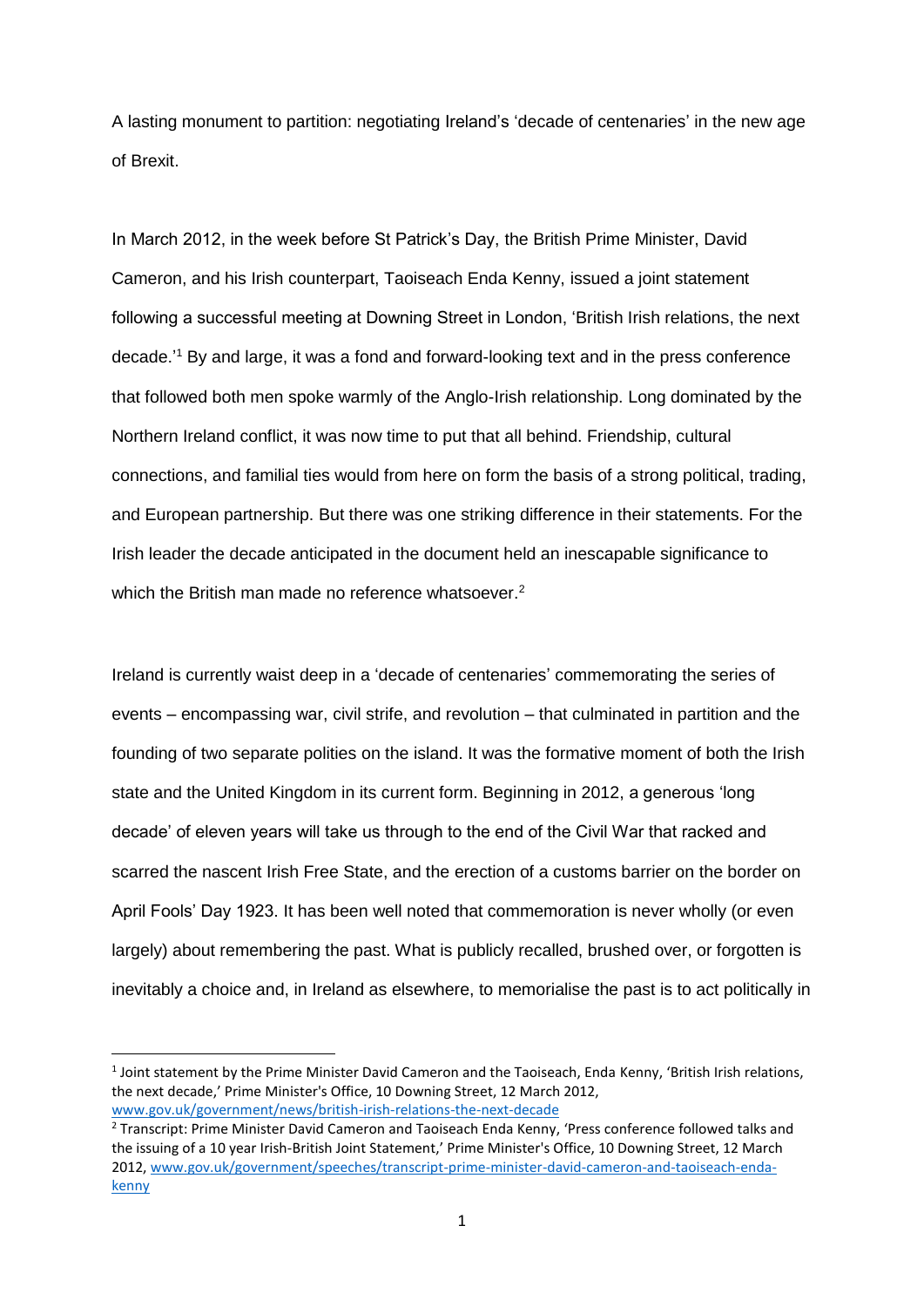# A lasting monument to partition: negotiating Ireland's 'decade of centenaries' in the new age of Brexit.

In March 2012, in the week before St Patrick's Day, the British Prime Minister, David Cameron, and his Irish counterpart, Taoiseach Enda Kenny, issued a joint statement following a successful meeting at Downing Street in London, 'British Irish relations, the next decade.'[1] By and large, it was a fond and forward-looking text and in the press conference that followed both men spoke warmly of the Anglo-Irish relationship. Long dominated by the Northern Ireland conflict, it was now time to put that all behind. Friendship, cultural connections, and familial ties would from here on form the basis of a strong political, trading, and European partnership. But there was one striking difference in their statements. For the Irish leader the decade anticipated in the document held an inescapable significance to which the British man made no reference whatsoever.[2]

Ireland is currently waist deep in a 'decade of centenaries' commemorating the series of events – encompassing war, civil strife, and revolution – that culminated in partition and the founding of two separate polities on the island. It was the formative moment of both the Irish state and the United Kingdom in its current form. Beginning in 2012, a generous 'long decade' of eleven years will take us through to the end of the Civil War that racked and scarred the nascent Irish Free State, and the erection of a customs barrier on the border on April Fools' Day 1923. It has been well noted that commemoration is never wholly (or even largely) about remembering the past. What is publicly recalled, brushed over, or forgotten is inevitably a choice and, in Ireland as elsewhere, to memorialise the past is to act politically in

---

[1] Joint statement by the Prime Minister David Cameron and the Taoiseach, Enda Kenny, 'British Irish relations, the next decade,' Prime Minister's Office, 10 Downing Street, 12 March 2012, www.gov.uk/government/news/british-irish-relations-the-next-decade

[2] Transcript: Prime Minister David Cameron and Taoiseach Enda Kenny, 'Press conference followed talks and the issuing of a 10 year Irish-British Joint Statement,' Prime Minister's Office, 10 Downing Street, 12 March 2012, www.gov.uk/government/speeches/transcript-prime-minister-david-cameron-and-taoiseach-enda-kenny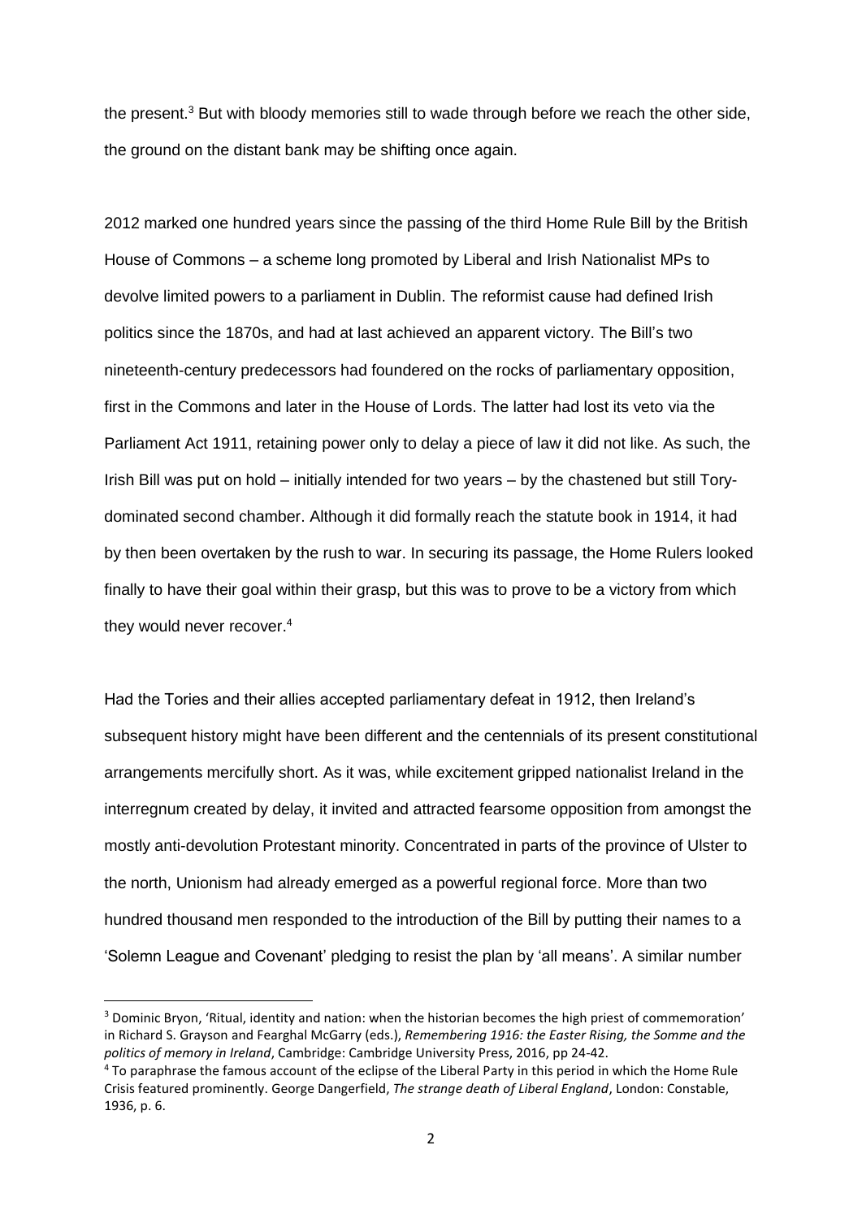the present.[3] But with bloody memories still to wade through before we reach the other side, the ground on the distant bank may be shifting once again.

2012 marked one hundred years since the passing of the third Home Rule Bill by the British House of Commons – a scheme long promoted by Liberal and Irish Nationalist MPs to devolve limited powers to a parliament in Dublin. The reformist cause had defined Irish politics since the 1870s, and had at last achieved an apparent victory. The Bill's two nineteenth-century predecessors had foundered on the rocks of parliamentary opposition, first in the Commons and later in the House of Lords. The latter had lost its veto via the Parliament Act 1911, retaining power only to delay a piece of law it did not like. As such, the Irish Bill was put on hold – initially intended for two years – by the chastened but still Tory-dominated second chamber. Although it did formally reach the statute book in 1914, it had by then been overtaken by the rush to war. In securing its passage, the Home Rulers looked finally to have their goal within their grasp, but this was to prove to be a victory from which they would never recover.[4]

Had the Tories and their allies accepted parliamentary defeat in 1912, then Ireland's subsequent history might have been different and the centennials of its present constitutional arrangements mercifully short. As it was, while excitement gripped nationalist Ireland in the interregnum created by delay, it invited and attracted fearsome opposition from amongst the mostly anti-devolution Protestant minority. Concentrated in parts of the province of Ulster to the north, Unionism had already emerged as a powerful regional force. More than two hundred thousand men responded to the introduction of the Bill by putting their names to a 'Solemn League and Covenant' pledging to resist the plan by 'all means'. A similar number

---

[3] Dominic Bryon, 'Ritual, identity and nation: when the historian becomes the high priest of commemoration' in Richard S. Grayson and Fearghal McGarry (eds.), *Remembering 1916: the Easter Rising, the Somme and the politics of memory in Ireland*, Cambridge: Cambridge University Press, 2016, pp 24-42.

[4] To paraphrase the famous account of the eclipse of the Liberal Party in this period in which the Home Rule Crisis featured prominently. George Dangerfield, *The strange death of Liberal England*, London: Constable, 1936, p. 6.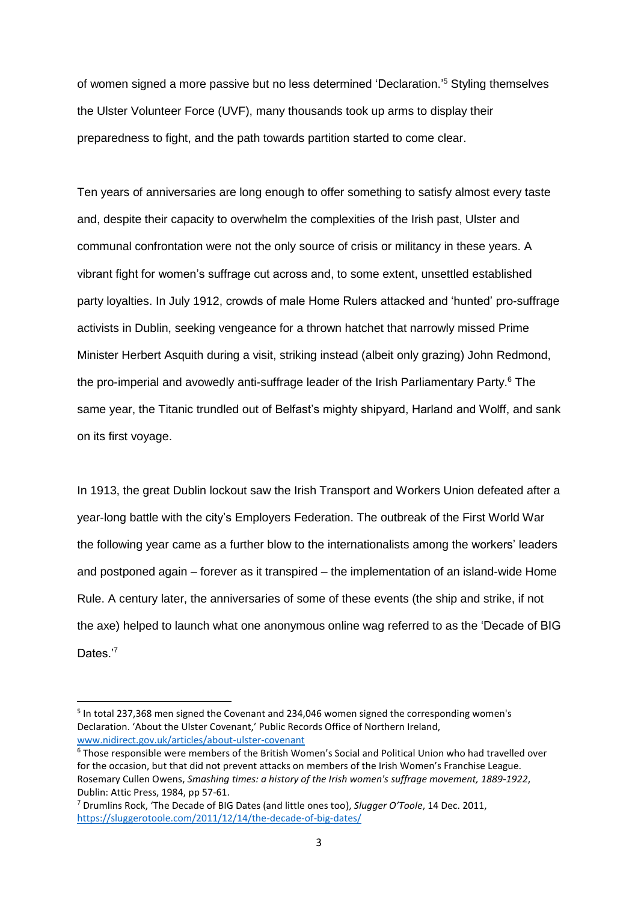of women signed a more passive but no less determined 'Declaration.'[5] Styling themselves the Ulster Volunteer Force (UVF), many thousands took up arms to display their preparedness to fight, and the path towards partition started to come clear.

Ten years of anniversaries are long enough to offer something to satisfy almost every taste and, despite their capacity to overwhelm the complexities of the Irish past, Ulster and communal confrontation were not the only source of crisis or militancy in these years. A vibrant fight for women's suffrage cut across and, to some extent, unsettled established party loyalties. In July 1912, crowds of male Home Rulers attacked and 'hunted' pro-suffrage activists in Dublin, seeking vengeance for a thrown hatchet that narrowly missed Prime Minister Herbert Asquith during a visit, striking instead (albeit only grazing) John Redmond, the pro-imperial and avowedly anti-suffrage leader of the Irish Parliamentary Party.[6] The same year, the Titanic trundled out of Belfast's mighty shipyard, Harland and Wolff, and sank on its first voyage.

In 1913, the great Dublin lockout saw the Irish Transport and Workers Union defeated after a year-long battle with the city's Employers Federation. The outbreak of the First World War the following year came as a further blow to the internationalists among the workers' leaders and postponed again – forever as it transpired – the implementation of an island-wide Home Rule. A century later, the anniversaries of some of these events (the ship and strike, if not the axe) helped to launch what one anonymous online wag referred to as the 'Decade of BIG Dates.'[7]

---

[5] In total 237,368 men signed the Covenant and 234,046 women signed the corresponding women's Declaration. 'About the Ulster Covenant,' Public Records Office of Northern Ireland, www.nidirect.gov.uk/articles/about-ulster-covenant

[6] Those responsible were members of the British Women's Social and Political Union who had travelled over for the occasion, but that did not prevent attacks on members of the Irish Women's Franchise League. Rosemary Cullen Owens, *Smashing times: a history of the Irish women's suffrage movement, 1889-1922*, Dublin: Attic Press, 1984, pp 57-61.

[7] Drumlins Rock, 'The Decade of BIG Dates (and little ones too), *Slugger O'Toole*, 14 Dec. 2011, https://sluggerotoole.com/2011/12/14/the-decade-of-big-dates/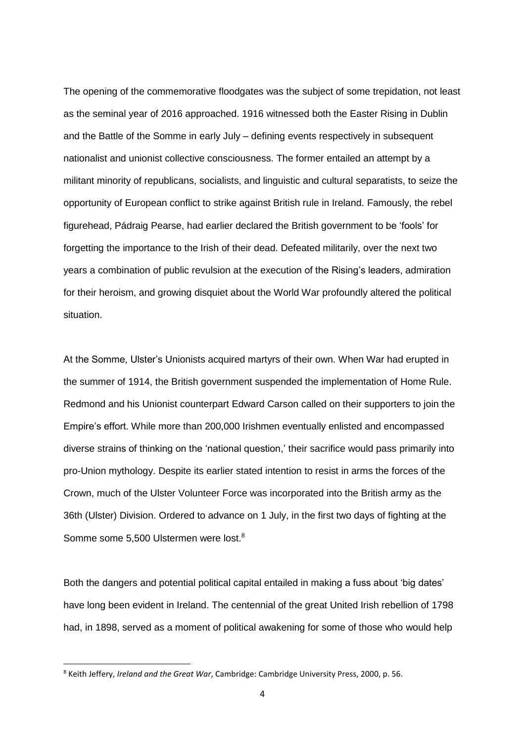The opening of the commemorative floodgates was the subject of some trepidation, not least as the seminal year of 2016 approached. 1916 witnessed both the Easter Rising in Dublin and the Battle of the Somme in early July – defining events respectively in subsequent nationalist and unionist collective consciousness. The former entailed an attempt by a militant minority of republicans, socialists, and linguistic and cultural separatists, to seize the opportunity of European conflict to strike against British rule in Ireland. Famously, the rebel figurehead, Pádraig Pearse, had earlier declared the British government to be 'fools' for forgetting the importance to the Irish of their dead. Defeated militarily, over the next two years a combination of public revulsion at the execution of the Rising's leaders, admiration for their heroism, and growing disquiet about the World War profoundly altered the political situation.

At the Somme, Ulster's Unionists acquired martyrs of their own. When War had erupted in the summer of 1914, the British government suspended the implementation of Home Rule. Redmond and his Unionist counterpart Edward Carson called on their supporters to join the Empire's effort. While more than 200,000 Irishmen eventually enlisted and encompassed diverse strains of thinking on the 'national question,' their sacrifice would pass primarily into pro-Union mythology. Despite its earlier stated intention to resist in arms the forces of the Crown, much of the Ulster Volunteer Force was incorporated into the British army as the 36th (Ulster) Division. Ordered to advance on 1 July, in the first two days of fighting at the Somme some 5,500 Ulstermen were lost.[8]

Both the dangers and potential political capital entailed in making a fuss about 'big dates' have long been evident in Ireland. The centennial of the great United Irish rebellion of 1798 had, in 1898, served as a moment of political awakening for some of those who would help

---

[8] Keith Jeffery, *Ireland and the Great War*, Cambridge: Cambridge University Press, 2000, p. 56.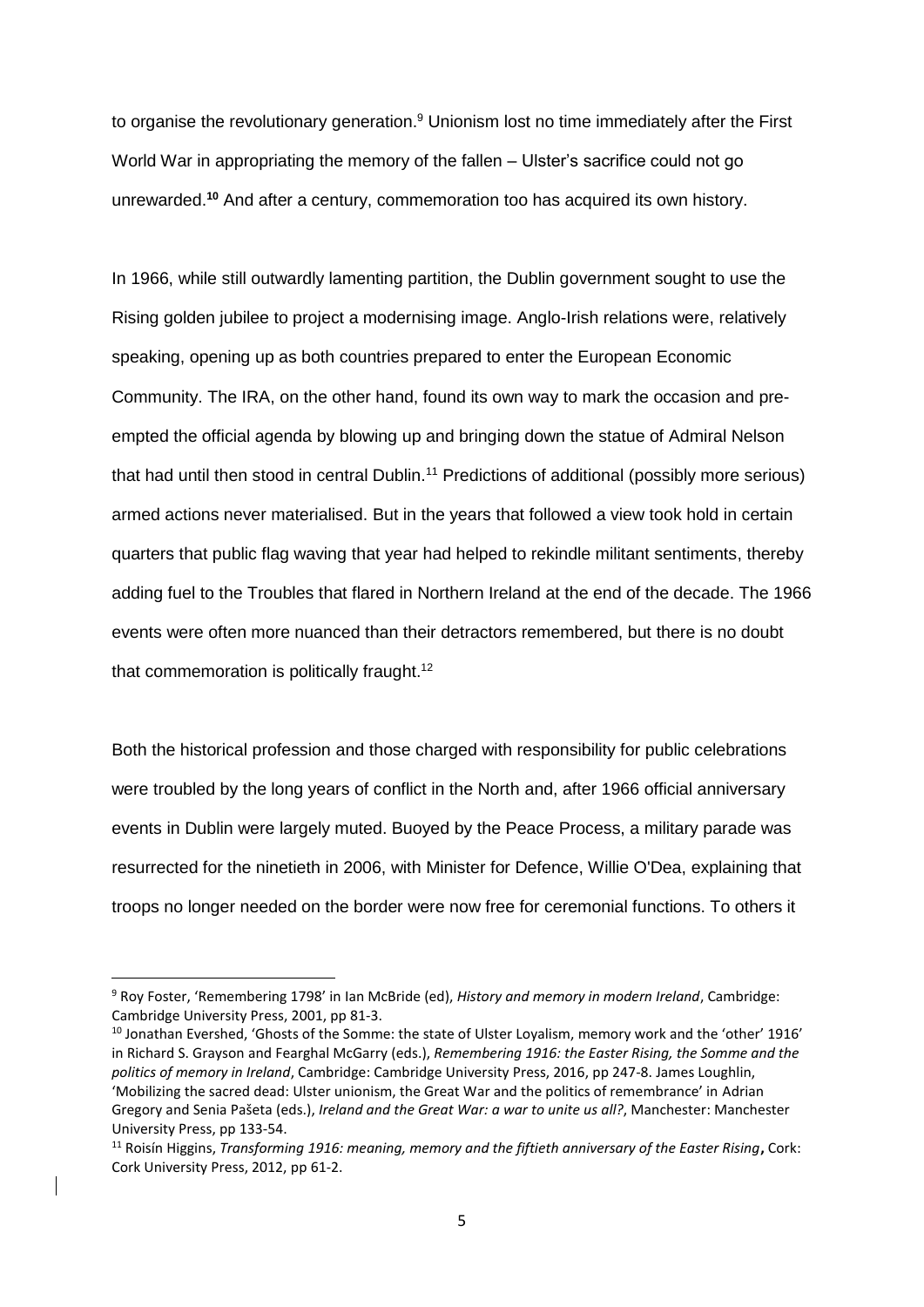to organise the revolutionary generation.[9] Unionism lost no time immediately after the First World War in appropriating the memory of the fallen – Ulster's sacrifice could not go unrewarded.[10] And after a century, commemoration too has acquired its own history.

In 1966, while still outwardly lamenting partition, the Dublin government sought to use the Rising golden jubilee to project a modernising image. Anglo-Irish relations were, relatively speaking, opening up as both countries prepared to enter the European Economic Community. The IRA, on the other hand, found its own way to mark the occasion and pre-empted the official agenda by blowing up and bringing down the statue of Admiral Nelson that had until then stood in central Dublin.[11] Predictions of additional (possibly more serious) armed actions never materialised. But in the years that followed a view took hold in certain quarters that public flag waving that year had helped to rekindle militant sentiments, thereby adding fuel to the Troubles that flared in Northern Ireland at the end of the decade. The 1966 events were often more nuanced than their detractors remembered, but there is no doubt that commemoration is politically fraught.[12]

Both the historical profession and those charged with responsibility for public celebrations were troubled by the long years of conflict in the North and, after 1966 official anniversary events in Dublin were largely muted. Buoyed by the Peace Process, a military parade was resurrected for the ninetieth in 2006, with Minister for Defence, Willie O'Dea, explaining that troops no longer needed on the border were now free for ceremonial functions. To others it

---

[9] Roy Foster, 'Remembering 1798' in Ian McBride (ed), *History and memory in modern Ireland*, Cambridge: Cambridge University Press, 2001, pp 81-3.

[10] Jonathan Evershed, 'Ghosts of the Somme: the state of Ulster Loyalism, memory work and the 'other' 1916' in Richard S. Grayson and Fearghal McGarry (eds.), *Remembering 1916: the Easter Rising, the Somme and the politics of memory in Ireland*, Cambridge: Cambridge University Press, 2016, pp 247-8. James Loughlin, 'Mobilizing the sacred dead: Ulster unionism, the Great War and the politics of remembrance' in Adrian Gregory and Senia Pašeta (eds.), *Ireland and the Great War: a war to unite us all?*, Manchester: Manchester University Press, pp 133-54.

[11] Roisín Higgins, *Transforming 1916: meaning, memory and the fiftieth anniversary of the Easter Rising*, Cork: Cork University Press, 2012, pp 61-2.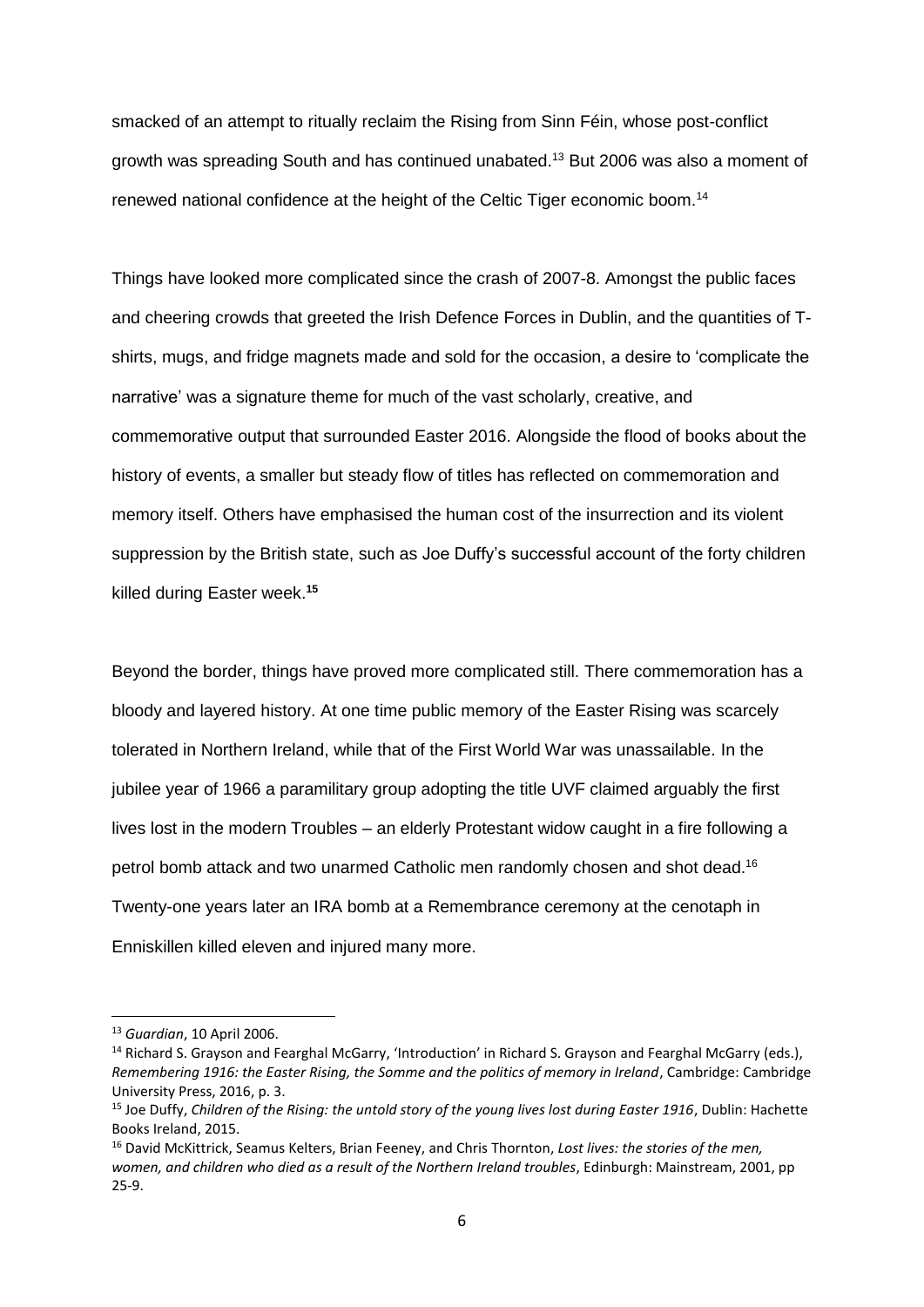smacked of an attempt to ritually reclaim the Rising from Sinn Féin, whose post-conflict growth was spreading South and has continued unabated.[13] But 2006 was also a moment of renewed national confidence at the height of the Celtic Tiger economic boom.[14]

Things have looked more complicated since the crash of 2007-8. Amongst the public faces and cheering crowds that greeted the Irish Defence Forces in Dublin, and the quantities of T-shirts, mugs, and fridge magnets made and sold for the occasion, a desire to 'complicate the narrative' was a signature theme for much of the vast scholarly, creative, and commemorative output that surrounded Easter 2016. Alongside the flood of books about the history of events, a smaller but steady flow of titles has reflected on commemoration and memory itself. Others have emphasised the human cost of the insurrection and its violent suppression by the British state, such as Joe Duffy's successful account of the forty children killed during Easter week.[15]

Beyond the border, things have proved more complicated still. There commemoration has a bloody and layered history. At one time public memory of the Easter Rising was scarcely tolerated in Northern Ireland, while that of the First World War was unassailable. In the jubilee year of 1966 a paramilitary group adopting the title UVF claimed arguably the first lives lost in the modern Troubles – an elderly Protestant widow caught in a fire following a petrol bomb attack and two unarmed Catholic men randomly chosen and shot dead.[16] Twenty-one years later an IRA bomb at a Remembrance ceremony at the cenotaph in Enniskillen killed eleven and injured many more.

---

[13] *Guardian*, 10 April 2006.

[14] Richard S. Grayson and Fearghal McGarry, 'Introduction' in Richard S. Grayson and Fearghal McGarry (eds.), *Remembering 1916: the Easter Rising, the Somme and the politics of memory in Ireland*, Cambridge: Cambridge University Press, 2016, p. 3.

[15] Joe Duffy, *Children of the Rising: the untold story of the young lives lost during Easter 1916*, Dublin: Hachette Books Ireland, 2015.

[16] David McKittrick, Seamus Kelters, Brian Feeney, and Chris Thornton, *Lost lives: the stories of the men, women, and children who died as a result of the Northern Ireland troubles*, Edinburgh: Mainstream, 2001, pp 25-9.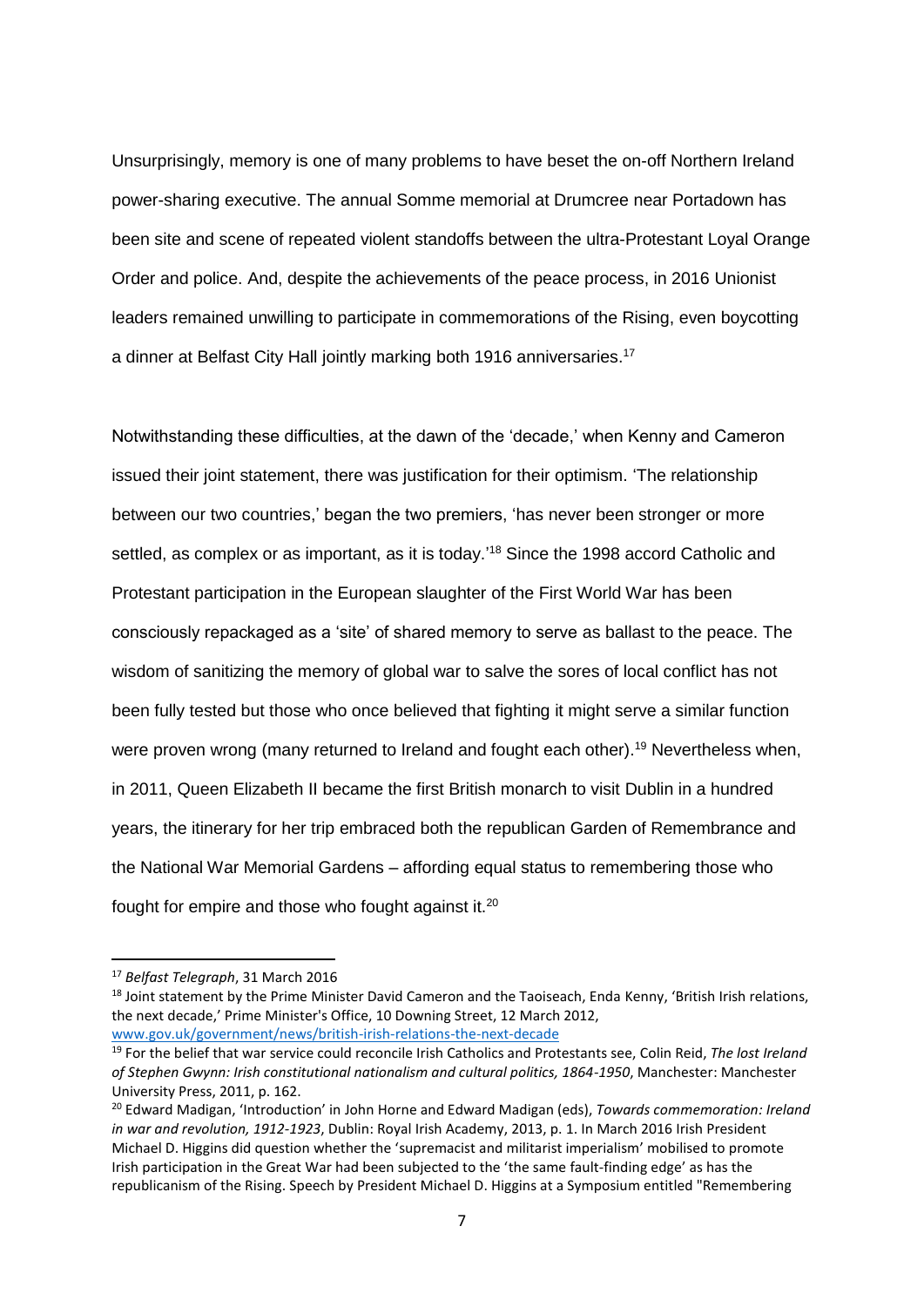Unsurprisingly, memory is one of many problems to have beset the on-off Northern Ireland power-sharing executive. The annual Somme memorial at Drumcree near Portadown has been site and scene of repeated violent standoffs between the ultra-Protestant Loyal Orange Order and police. And, despite the achievements of the peace process, in 2016 Unionist leaders remained unwilling to participate in commemorations of the Rising, even boycotting a dinner at Belfast City Hall jointly marking both 1916 anniversaries.[17]

Notwithstanding these difficulties, at the dawn of the 'decade,' when Kenny and Cameron issued their joint statement, there was justification for their optimism. 'The relationship between our two countries,' began the two premiers, 'has never been stronger or more settled, as complex or as important, as it is today.'[18] Since the 1998 accord Catholic and Protestant participation in the European slaughter of the First World War has been consciously repackaged as a 'site' of shared memory to serve as ballast to the peace. The wisdom of sanitizing the memory of global war to salve the sores of local conflict has not been fully tested but those who once believed that fighting it might serve a similar function were proven wrong (many returned to Ireland and fought each other).[19] Nevertheless when, in 2011, Queen Elizabeth II became the first British monarch to visit Dublin in a hundred years, the itinerary for her trip embraced both the republican Garden of Remembrance and the National War Memorial Gardens – affording equal status to remembering those who fought for empire and those who fought against it.[20]

---

[17] *Belfast Telegraph*, 31 March 2016

[18] Joint statement by the Prime Minister David Cameron and the Taoiseach, Enda Kenny, 'British Irish relations, the next decade,' Prime Minister's Office, 10 Downing Street, 12 March 2012, www.gov.uk/government/news/british-irish-relations-the-next-decade

[19] For the belief that war service could reconcile Irish Catholics and Protestants see, Colin Reid, *The lost Ireland of Stephen Gwynn: Irish constitutional nationalism and cultural politics, 1864-1950*, Manchester: Manchester University Press, 2011, p. 162.

[20] Edward Madigan, 'Introduction' in John Horne and Edward Madigan (eds), *Towards commemoration: Ireland in war and revolution, 1912-1923*, Dublin: Royal Irish Academy, 2013, p. 1. In March 2016 Irish President Michael D. Higgins did question whether the 'supremacist and militarist imperialism' mobilised to promote Irish participation in the Great War had been subjected to the 'the same fault-finding edge' as has the republicanism of the Rising. Speech by President Michael D. Higgins at a Symposium entitled "Remembering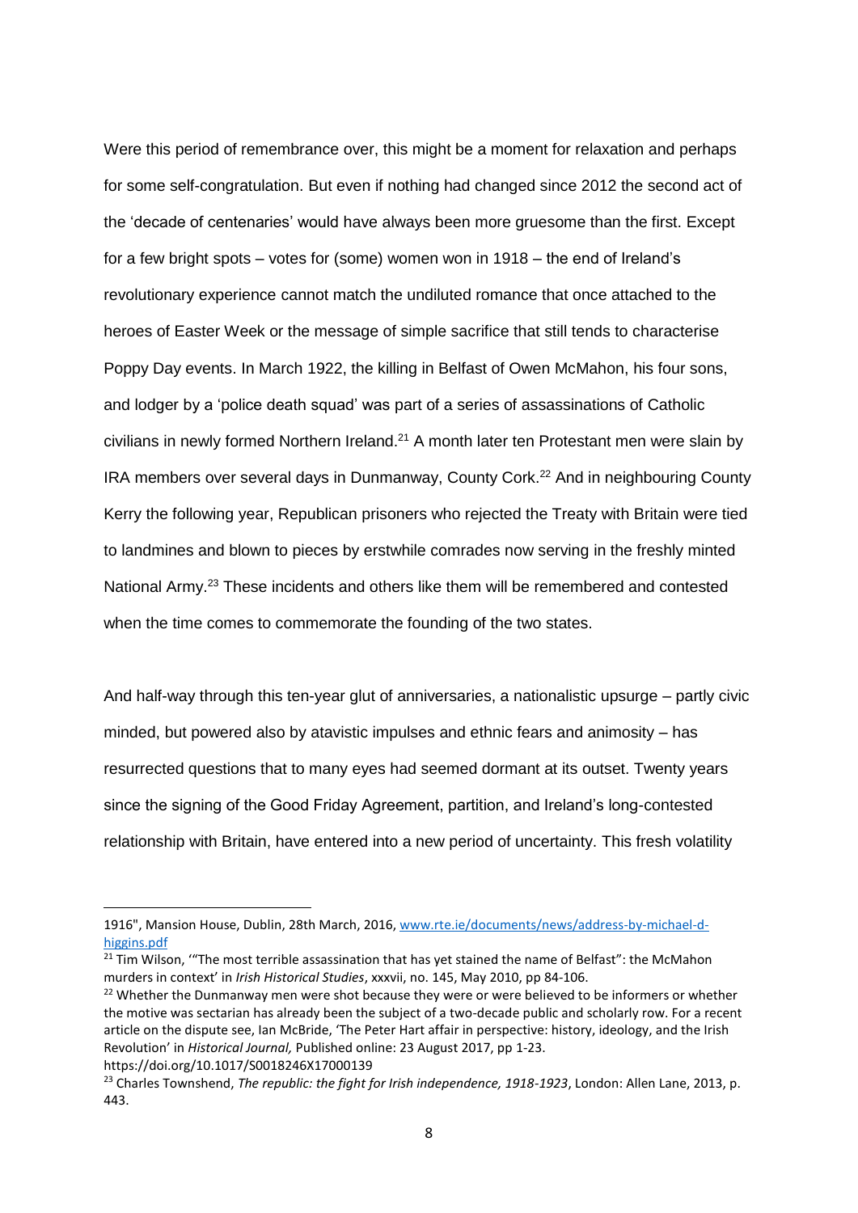Were this period of remembrance over, this might be a moment for relaxation and perhaps for some self-congratulation. But even if nothing had changed since 2012 the second act of the 'decade of centenaries' would have always been more gruesome than the first. Except for a few bright spots – votes for (some) women won in 1918 – the end of Ireland's revolutionary experience cannot match the undiluted romance that once attached to the heroes of Easter Week or the message of simple sacrifice that still tends to characterise Poppy Day events. In March 1922, the killing in Belfast of Owen McMahon, his four sons, and lodger by a 'police death squad' was part of a series of assassinations of Catholic civilians in newly formed Northern Ireland.[21] A month later ten Protestant men were slain by IRA members over several days in Dunmanway, County Cork.[22] And in neighbouring County Kerry the following year, Republican prisoners who rejected the Treaty with Britain were tied to landmines and blown to pieces by erstwhile comrades now serving in the freshly minted National Army.[23] These incidents and others like them will be remembered and contested when the time comes to commemorate the founding of the two states.

And half-way through this ten-year glut of anniversaries, a nationalistic upsurge – partly civic minded, but powered also by atavistic impulses and ethnic fears and animosity – has resurrected questions that to many eyes had seemed dormant at its outset. Twenty years since the signing of the Good Friday Agreement, partition, and Ireland's long-contested relationship with Britain, have entered into a new period of uncertainty. This fresh volatility

---

1916", Mansion House, Dublin, 28th March, 2016, www.rte.ie/documents/news/address-by-michael-d-higgins.pdf

[21] Tim Wilson, '"The most terrible assassination that has yet stained the name of Belfast": the McMahon murders in context' in *Irish Historical Studies*, xxxvii, no. 145, May 2010, pp 84-106.

[22] Whether the Dunmanway men were shot because they were or were believed to be informers or whether the motive was sectarian has already been the subject of a two-decade public and scholarly row. For a recent article on the dispute see, Ian McBride, 'The Peter Hart affair in perspective: history, ideology, and the Irish Revolution' in *Historical Journal,* Published online: 23 August 2017, pp 1-23. https://doi.org/10.1017/S0018246X17000139

[23] Charles Townshend, *The republic: the fight for Irish independence, 1918-1923*, London: Allen Lane, 2013, p. 443.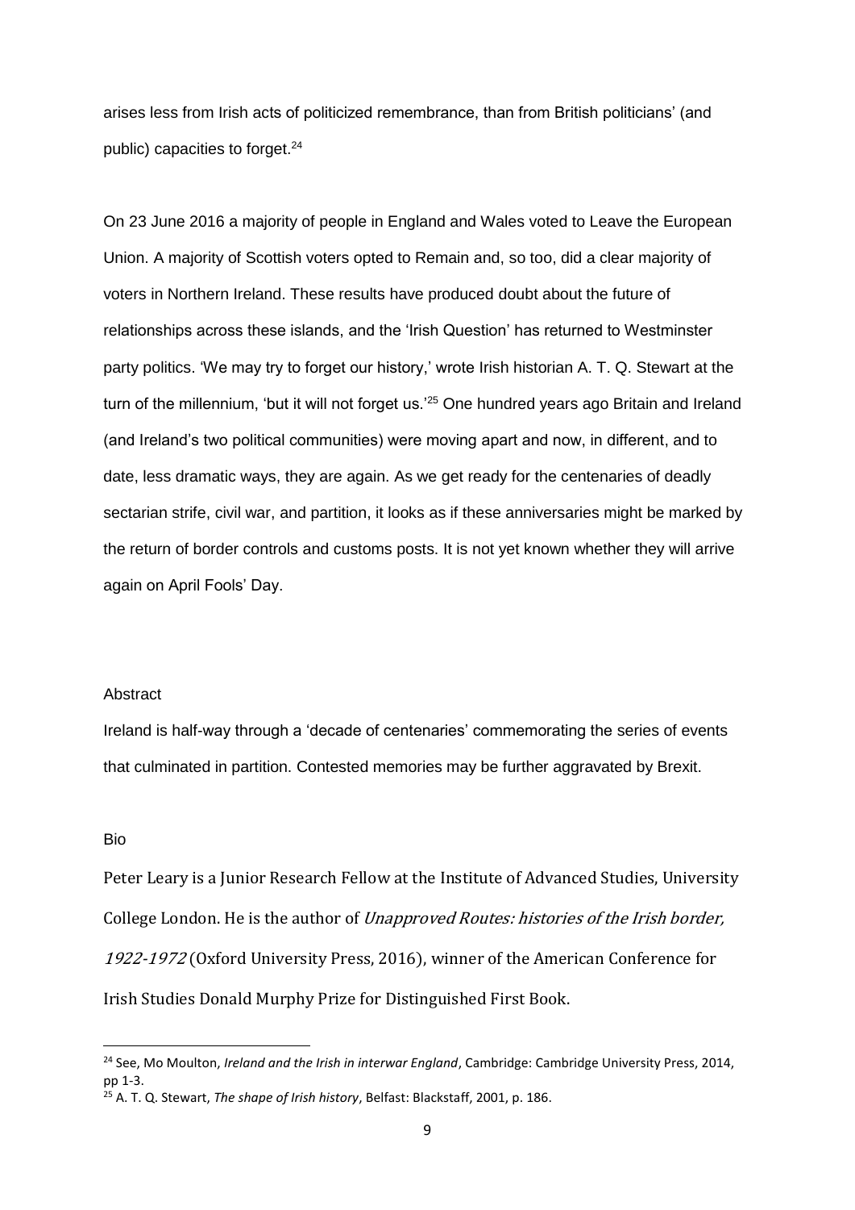arises less from Irish acts of politicized remembrance, than from British politicians' (and public) capacities to forget.[24]

On 23 June 2016 a majority of people in England and Wales voted to Leave the European Union. A majority of Scottish voters opted to Remain and, so too, did a clear majority of voters in Northern Ireland. These results have produced doubt about the future of relationships across these islands, and the 'Irish Question' has returned to Westminster party politics. 'We may try to forget our history,' wrote Irish historian A. T. Q. Stewart at the turn of the millennium, 'but it will not forget us.'[25] One hundred years ago Britain and Ireland (and Ireland's two political communities) were moving apart and now, in different, and to date, less dramatic ways, they are again. As we get ready for the centenaries of deadly sectarian strife, civil war, and partition, it looks as if these anniversaries might be marked by the return of border controls and customs posts. It is not yet known whether they will arrive again on April Fools' Day.

## Abstract

Ireland is half-way through a 'decade of centenaries' commemorating the series of events that culminated in partition. Contested memories may be further aggravated by Brexit.

## Bio

Peter Leary is a Junior Research Fellow at the Institute of Advanced Studies, University College London. He is the author of *Unapproved Routes: histories of the Irish border, 1922-1972* (Oxford University Press, 2016), winner of the American Conference for Irish Studies Donald Murphy Prize for Distinguished First Book.

---

[24] See, Mo Moulton, *Ireland and the Irish in interwar England*, Cambridge: Cambridge University Press, 2014, pp 1-3.

[25] A. T. Q. Stewart, *The shape of Irish history*, Belfast: Blackstaff, 2001, p. 186.